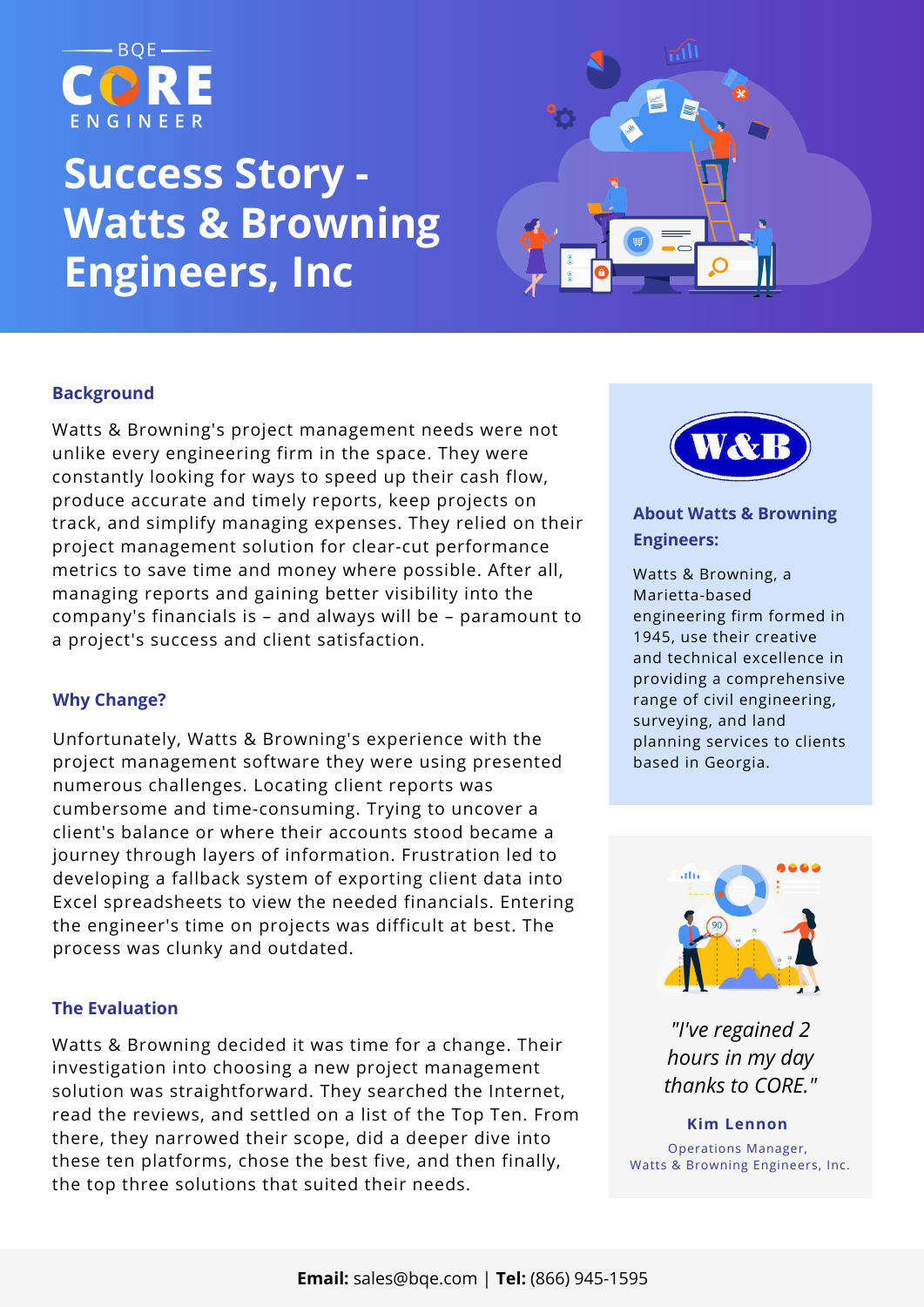BQE CORE ENGINEER

# Success Story - Watts & Browning Engineers, Inc

## Background

Watts & Browning's project management needs were not unlike every engineering firm in the space. They were constantly looking for ways to speed up their cash flow, produce accurate and timely reports, keep projects on track, and simplify managing expenses. They relied on their project management solution for clear-cut performance metrics to save time and money where possible. After all, managing reports and gaining better visibility into the company's financials is – and always will be – paramount to a project's success and client satisfaction.

## Why Change?

Unfortunately, Watts & Browning's experience with the project management software they were using presented numerous challenges. Locating client reports was cumbersome and time-consuming. Trying to uncover a client's balance or where their accounts stood became a journey through layers of information. Frustration led to developing a fallback system of exporting client data into Excel spreadsheets to view the needed financials. Entering the engineer's time on projects was difficult at best. The process was clunky and outdated.

## The Evaluation

Watts & Browning decided it was time for a change. Their investigation into choosing a new project management solution was straightforward. They searched the Internet, read the reviews, and settled on a list of the Top Ten. From there, they narrowed their scope, did a deeper dive into these ten platforms, chose the best five, and then finally, the top three solutions that suited their needs.

W&B

### About Watts & Browning Engineers:

Watts & Browning, a Marietta-based engineering firm formed in 1945, use their creative and technical excellence in providing a comprehensive range of civil engineering, surveying, and land planning services to clients based in Georgia.

*"I've regained 2 hours in my day thanks to CORE."*

**Kim Lennon**

Operations Manager, Watts & Browning Engineers, Inc.

**Email:** sales@bqe.com | **Tel:** (866) 945-1595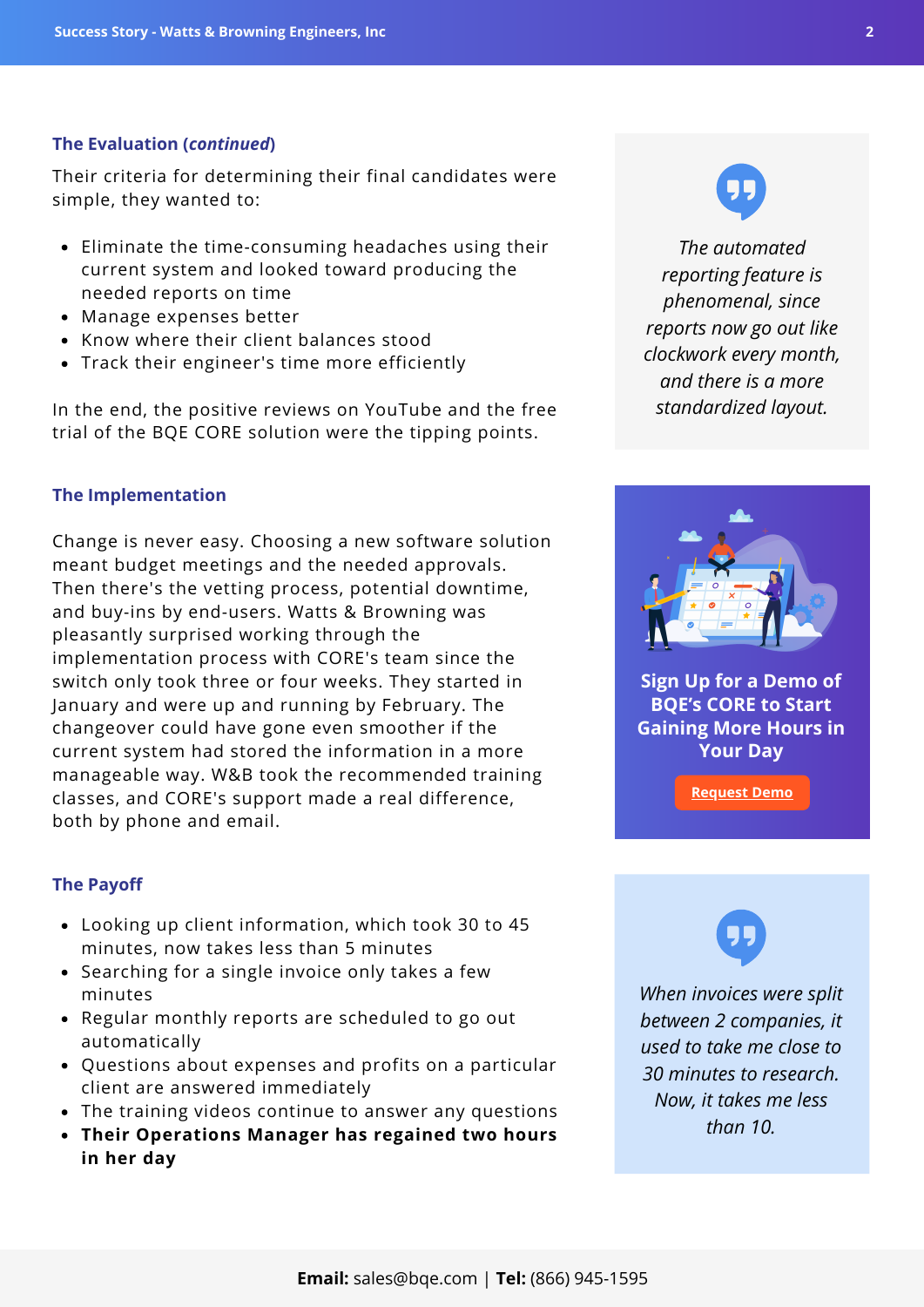### The Evaluation (*continued*)

Their criteria for determining their final candidates were simple, they wanted to:

- Eliminate the time-consuming headaches using their current system and looked toward producing the needed reports on time
- Manage expenses better
- Know where their client balances stood
- Track their engineer's time more efficiently

In the end, the positive reviews on YouTube and the free trial of the BQE CORE solution were the tipping points.

> *The automated reporting feature is phenomenal, since reports now go out like clockwork every month, and there is a more standardized layout.*

### The Implementation

Change is never easy. Choosing a new software solution meant budget meetings and the needed approvals. Then there's the vetting process, potential downtime, and buy-ins by end-users. Watts & Browning was pleasantly surprised working through the implementation process with CORE's team since the switch only took three or four weeks. They started in January and were up and running by February. The changeover could have gone even smoother if the current system had stored the information in a more manageable way. W&B took the recommended training classes, and CORE's support made a real difference, both by phone and email.

**Sign Up for a Demo of BQE's CORE to Start Gaining More Hours in Your Day**

**Request Demo**

### The Payoff

- Looking up client information, which took 30 to 45 minutes, now takes less than 5 minutes
- Searching for a single invoice only takes a few minutes
- Regular monthly reports are scheduled to go out automatically
- Questions about expenses and profits on a particular client are answered immediately
- The training videos continue to answer any questions
- **Their Operations Manager has regained two hours in her day**

> *When invoices were split between 2 companies, it used to take me close to 30 minutes to research. Now, it takes me less than 10.*

**Email:** sales@bqe.com | **Tel:** (866) 945-1595